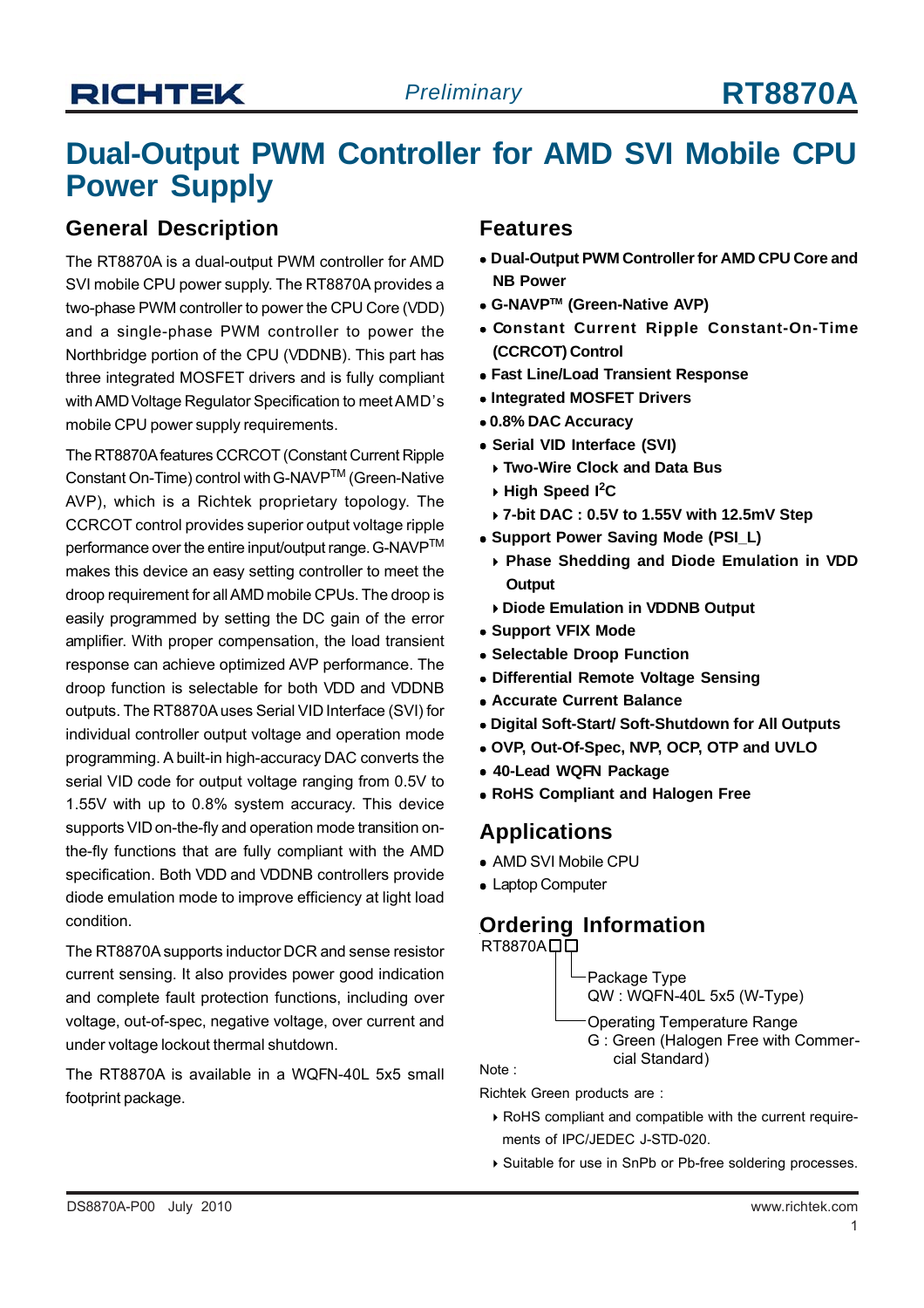# Dual-Output PWM Controller for AMD SVI Mobile CPU Power Supply

## General Description

The RT8870A is a dual-output PWM controller for AMD SVI mobile CPU power supply. The RT8870A provides a two-phase PWM controller to power the CPU Core (VDD) and a single-phase PWM controller to power the Northbridge portion of the CPU (VDDNB). This part has three integrated MOSFET drivers and is fully compliant with AMD Voltage Regulator Specification to meet AMD's mobile CPU power supply requirements.

The RT8870A features CCRCOT (Constant Current Ripple Constant On-Time) control with G-NAVP™ (Green-Native AVP), which is a Richtek proprietary topology. The CCRCOT control provides superior output voltage ripple performance over the entire input/output range. G-NAVP™ makes this device an easy setting controller to meet the droop requirement for all AMD mobile CPUs. The droop is easily programmed by setting the DC gain of the error amplifier. With proper compensation, the load transient response can achieve optimized AVP performance. The droop function is selectable for both VDD and VDDNB outputs. The RT8870A uses Serial VID Interface (SVI) for individual controller output voltage and operation mode programming. A built-in high-accuracy DAC converts the serial VID code for output voltage ranging from 0.5V to 1.55V with up to 0.8% system accuracy. This device supports VID on-the-fly and operation mode transition on-the-fly functions that are fully compliant with the AMD specification. Both VDD and VDDNB controllers provide diode emulation mode to improve efficiency at light load condition.

The RT8870A supports inductor DCR and sense resistor current sensing. It also provides power good indication and complete fault protection functions, including over voltage, out-of-spec, negative voltage, over current and under voltage lockout thermal shutdown.

The RT8870A is available in a WQFN-40L 5x5 small footprint package.

## Features

- **Dual-Output PWM Controller for AMD CPU Core and NB Power**
- **G-NAVP™ (Green-Native AVP)**
- **Constant Current Ripple Constant-On-Time (CCRCOT) Control**
- **Fast Line/Load Transient Response**
- **Integrated MOSFET Drivers**
- **0.8% DAC Accuracy**
- **Serial VID Interface (SVI)**
  - **Two-Wire Clock and Data Bus**
  - **High Speed $I^2C$**
  - **7-bit DAC : 0.5V to 1.55V with 12.5mV Step**
- **Support Power Saving Mode (PSI_L)**
  - **Phase Shedding and Diode Emulation in VDD Output**
  - **Diode Emulation in VDDNB Output**
- **Support VFIX Mode**
- **Selectable Droop Function**
- **Differential Remote Voltage Sensing**
- **Accurate Current Balance**
- **Digital Soft-Start/ Soft-Shutdown for All Outputs**
- **OVP, Out-Of-Spec, NVP, OCP, OTP and UVLO**
- **40-Lead WQFN Package**
- **RoHS Compliant and Halogen Free**

## Applications

- AMD SVI Mobile CPU
- Laptop Computer

## Ordering Information

RT8870A□□

- Package Type
  QW : WQFN-40L 5x5 (W-Type)
- Operating Temperature Range
  G : Green (Halogen Free with Commercial Standard)

Note :

Richtek Green products are :

- RoHS compliant and compatible with the current requirements of IPC/JEDEC J-STD-020.
- Suitable for use in SnPb or Pb-free soldering processes.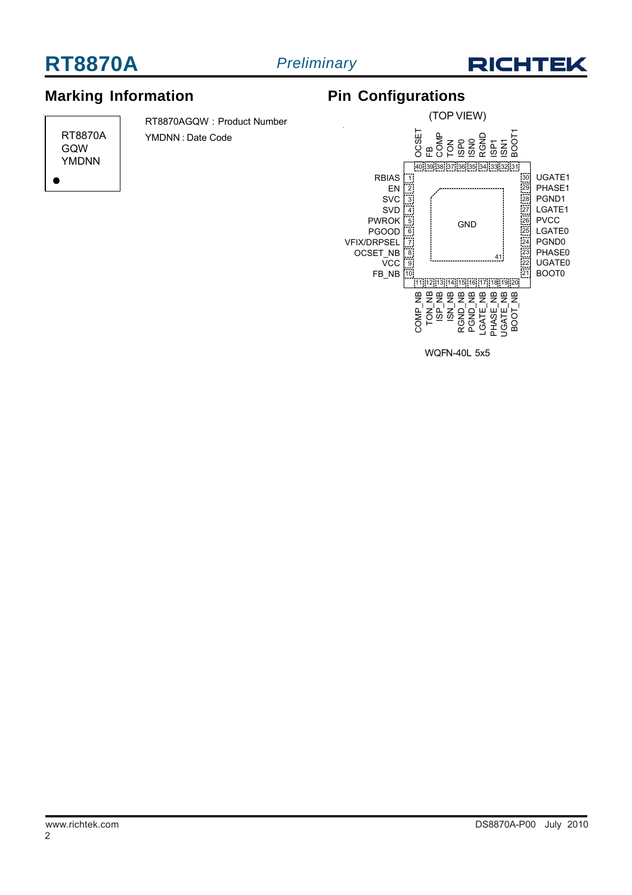## Marking Information

RT8870A
GQW
YMDNN

RT8870AGQW : Product Number

YMDNN : Date Code

## Pin Configurations

(TOP VIEW)

| Pin | Name | Pin | Name |
|---|---|---|---|
| 1 | RBIAS | 21 | BOOT0 |
| 2 | EN | 22 | UGATE0 |
| 3 | SVC | 23 | PHASE0 |
| 4 | SVD | 24 | PGND0 |
| 5 | PWROK | 25 | LGATE0 |
| 6 | PGOOD | 26 | PVCC |
| 7 | VFIX/DRPSEL | 27 | LGATE1 |
| 8 | OCSET_NB | 28 | PGND1 |
| 9 | VCC | 29 | PHASE1 |
| 10 | FB_NB | 30 | UGATE1 |
| 11 | COMP_NB | 31 | BOOT1 |
| 12 | TON_NB | 32 | ISN1 |
| 13 | ISP_NB | 33 | ISP1 |
| 14 | ISN_NB | 34 | RGND |
| 15 | RGND_NB | 35 | ISN0 |
| 16 | PGND_NB | 36 | ISP0 |
| 17 | LGATE_NB | 37 | TON |
| 18 | PHASE_NB | 38 | COMP |
| 19 | UGATE_NB | 39 | FB |
| 20 | BOOT_NB | 40 | OCSET |
| 41 (Exposed Pad) | GND | | |

WQFN-40L 5x5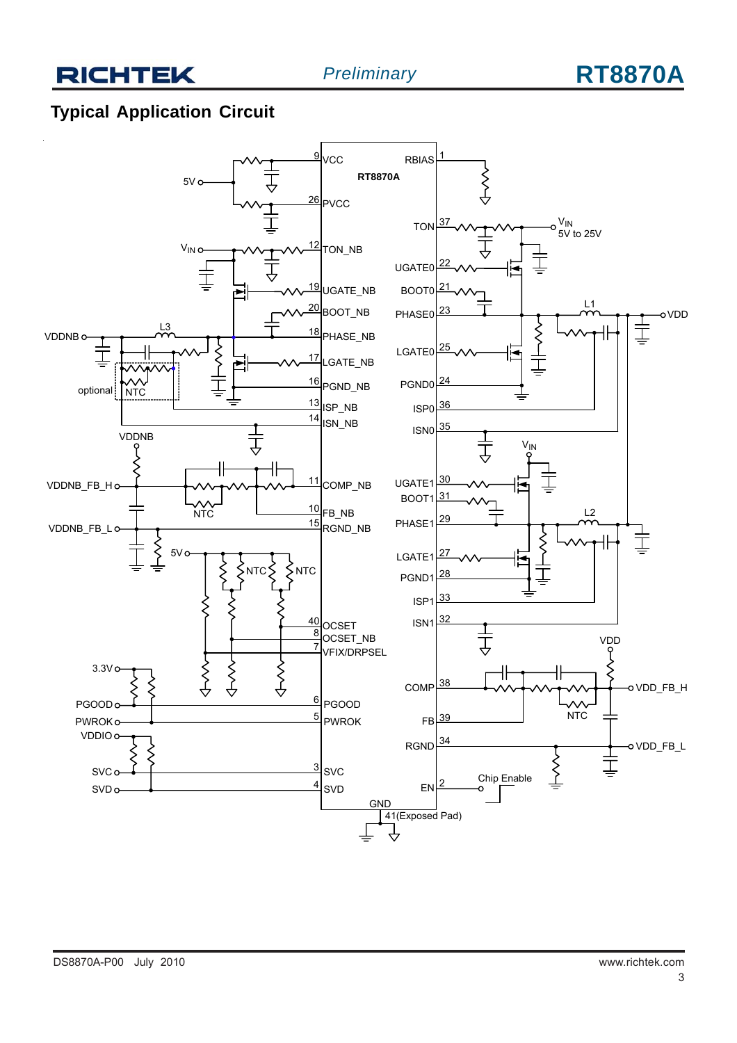## Typical Application Circuit

RT8870A

VCC 9
PVCC 26
5V
$V_{IN}$
TON_NB 12
UGATE_NB 19
BOOT_NB 20
PHASE_NB 18
LGATE_NB 17
PGND_NB 16
ISP_NB 13
ISN_NB 14
VDDNB
L3
optional
NTC
VDDNB
VDDNB_FB_H
VDDNB_FB_L
NTC
COMP_NB 11
FB_NB 10
RGND_NB 15
5V
NTC
NTC
OCSET 40
OCSET_NB 8
VFIX/DRPSEL 7
3.3V
PGOOD
PWROK
VDDIO
SVC
SVD
PGOOD 6
PWROK 5
SVC 3
SVD 4
GND
41(Exposed Pad)
RBIAS 1
TON 37
$V_{IN}$
5V to 25V
UGATE0 22
BOOT0 21
PHASE0 23
L1
VDD
LGATE0 25
PGND0 24
ISP0 36
ISN0 35
$V_{IN}$
UGATE1 30
BOOT1 31
PHASE1 29
L2
LGATE1 27
PGND1 28
ISP1 33
ISN1 32
VDD
COMP 38
VDD_FB_H
NTC
FB 39
RGND 34
VDD_FB_L
EN 2
Chip Enable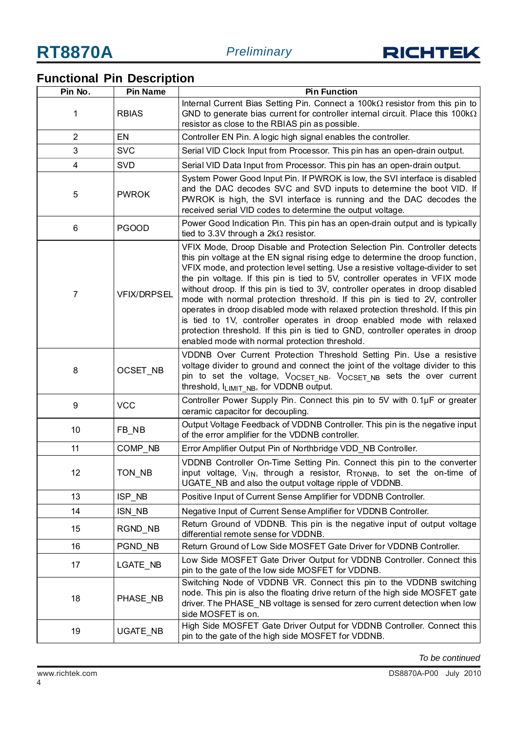## Functional Pin Description

| Pin No. | Pin Name | Pin Function |
|---|---|---|
| 1 | RBIAS | Internal Current Bias Setting Pin. Connect a 100kΩ resistor from this pin to GND to generate bias current for controller internal circuit. Place this 100kΩ resistor as close to the RBIAS pin as possible. |
| 2 | EN | Controller EN Pin. A logic high signal enables the controller. |
| 3 | SVC | Serial VID Clock Input from Processor. This pin has an open-drain output. |
| 4 | SVD | Serial VID Data Input from Processor. This pin has an open-drain output. |
| 5 | PWROK | System Power Good Input Pin. If PWROK is low, the SVI interface is disabled and the DAC decodes SVC and SVD inputs to determine the boot VID. If PWROK is high, the SVI interface is running and the DAC decodes the received serial VID codes to determine the output voltage. |
| 6 | PGOOD | Power Good Indication Pin. This pin has an open-drain output and is typically tied to 3.3V through a 2kΩ resistor. |
| 7 | VFIX/DRPSEL | VFIX Mode, Droop Disable and Protection Selection Pin. Controller detects this pin voltage at the EN signal rising edge to determine the droop function, VFIX mode, and protection level setting. Use a resistive voltage-divider to set the pin voltage. If this pin is tied to 5V, controller operates in VFIX mode without droop. If this pin is tied to 3V, controller operates in droop disabled mode with normal protection threshold. If this pin is tied to 2V, controller operates in droop disabled mode with relaxed protection threshold. If this pin is tied to 1V, controller operates in droop enabled mode with relaxed protection threshold. If this pin is tied to GND, controller operates in droop enabled mode with normal protection threshold. |
| 8 | OCSET_NB | VDDNB Over Current Protection Threshold Setting Pin. Use a resistive voltage divider to ground and connect the joint of the voltage divider to this pin to set the voltage, $V_{OCSET\_NB}$. $V_{OCSET\_NB}$ sets the over current threshold, $I_{LIMIT\_NB}$, for VDDNB output. |
| 9 | VCC | Controller Power Supply Pin. Connect this pin to 5V with 0.1μF or greater ceramic capacitor for decoupling. |
| 10 | FB_NB | Output Voltage Feedback of VDDNB Controller. This pin is the negative input of the error amplifier for the VDDNB controller. |
| 11 | COMP_NB | Error Amplifier Output Pin of Northbridge VDD_NB Controller. |
| 12 | TON_NB | VDDNB Controller On-Time Setting Pin. Connect this pin to the converter input voltage, $V_{IN}$, through a resistor, $R_{TONNB}$, to set the on-time of UGATE_NB and also the output voltage ripple of VDDNB. |
| 13 | ISP_NB | Positive Input of Current Sense Amplifier for VDDNB Controller. |
| 14 | ISN_NB | Negative Input of Current Sense Amplifier for VDDNB Controller. |
| 15 | RGND_NB | Return Ground of VDDNB. This pin is the negative input of output voltage differential remote sense for VDDNB. |
| 16 | PGND_NB | Return Ground of Low Side MOSFET Gate Driver for VDDNB Controller. |
| 17 | LGATE_NB | Low Side MOSFET Gate Driver Output for VDDNB Controller. Connect this pin to the gate of the low side MOSFET for VDDNB. |
| 18 | PHASE_NB | Switching Node of VDDNB VR. Connect this pin to the VDDNB switching node. This pin is also the floating drive return of the high side MOSFET gate driver. The PHASE_NB voltage is sensed for zero current detection when low side MOSFET is on. |
| 19 | UGATE_NB | High Side MOSFET Gate Driver Output for VDDNB Controller. Connect this pin to the gate of the high side MOSFET for VDDNB. |

*To be continued*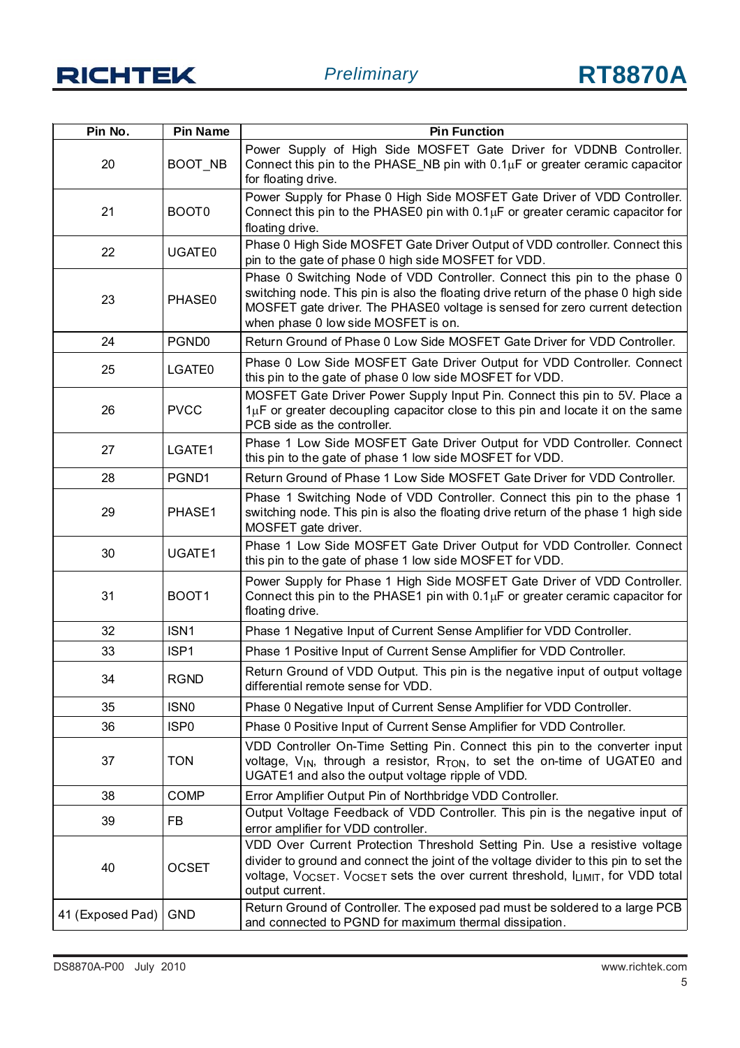| Pin No. | Pin Name | Pin Function |
|---|---|---|
| 20 | BOOT_NB | Power Supply of High Side MOSFET Gate Driver for VDDNB Controller. Connect this pin to the PHASE_NB pin with 0.1μF or greater ceramic capacitor for floating drive. |
| 21 | BOOT0 | Power Supply for Phase 0 High Side MOSFET Gate Driver of VDD Controller. Connect this pin to the PHASE0 pin with 0.1μF or greater ceramic capacitor for floating drive. |
| 22 | UGATE0 | Phase 0 High Side MOSFET Gate Driver Output of VDD controller. Connect this pin to the gate of phase 0 high side MOSFET for VDD. |
| 23 | PHASE0 | Phase 0 Switching Node of VDD Controller. Connect this pin to the phase 0 switching node. This pin is also the floating drive return of the phase 0 high side MOSFET gate driver. The PHASE0 voltage is sensed for zero current detection when phase 0 low side MOSFET is on. |
| 24 | PGND0 | Return Ground of Phase 0 Low Side MOSFET Gate Driver for VDD Controller. |
| 25 | LGATE0 | Phase 0 Low Side MOSFET Gate Driver Output for VDD Controller. Connect this pin to the gate of phase 0 low side MOSFET for VDD. |
| 26 | PVCC | MOSFET Gate Driver Power Supply Input Pin. Connect this pin to 5V. Place a 1μF or greater decoupling capacitor close to this pin and locate it on the same PCB side as the controller. |
| 27 | LGATE1 | Phase 1 Low Side MOSFET Gate Driver Output for VDD Controller. Connect this pin to the gate of phase 1 low side MOSFET for VDD. |
| 28 | PGND1 | Return Ground of Phase 1 Low Side MOSFET Gate Driver for VDD Controller. |
| 29 | PHASE1 | Phase 1 Switching Node of VDD Controller. Connect this pin to the phase 1 switching node. This pin is also the floating drive return of the phase 1 high side MOSFET gate driver. |
| 30 | UGATE1 | Phase 1 Low Side MOSFET Gate Driver Output for VDD Controller. Connect this pin to the gate of phase 1 low side MOSFET for VDD. |
| 31 | BOOT1 | Power Supply for Phase 1 High Side MOSFET Gate Driver of VDD Controller. Connect this pin to the PHASE1 pin with 0.1μF or greater ceramic capacitor for floating drive. |
| 32 | ISN1 | Phase 1 Negative Input of Current Sense Amplifier for VDD Controller. |
| 33 | ISP1 | Phase 1 Positive Input of Current Sense Amplifier for VDD Controller. |
| 34 | RGND | Return Ground of VDD Output. This pin is the negative input of output voltage differential remote sense for VDD. |
| 35 | ISN0 | Phase 0 Negative Input of Current Sense Amplifier for VDD Controller. |
| 36 | ISP0 | Phase 0 Positive Input of Current Sense Amplifier for VDD Controller. |
| 37 | TON | VDD Controller On-Time Setting Pin. Connect this pin to the converter input voltage, $V_{IN}$, through a resistor, $R_{TON}$, to set the on-time of UGATE0 and UGATE1 and also the output voltage ripple of VDD. |
| 38 | COMP | Error Amplifier Output Pin of Northbridge VDD Controller. |
| 39 | FB | Output Voltage Feedback of VDD Controller. This pin is the negative input of error amplifier for VDD controller. |
| 40 | OCSET | VDD Over Current Protection Threshold Setting Pin. Use a resistive voltage divider to ground and connect the joint of the voltage divider to this pin to set the voltage, $V_{OCSET}$. $V_{OCSET}$ sets the over current threshold, $I_{LIMIT}$, for VDD total output current. |
| 41 (Exposed Pad) | GND | Return Ground of Controller. The exposed pad must be soldered to a large PCB and connected to PGND for maximum thermal dissipation. |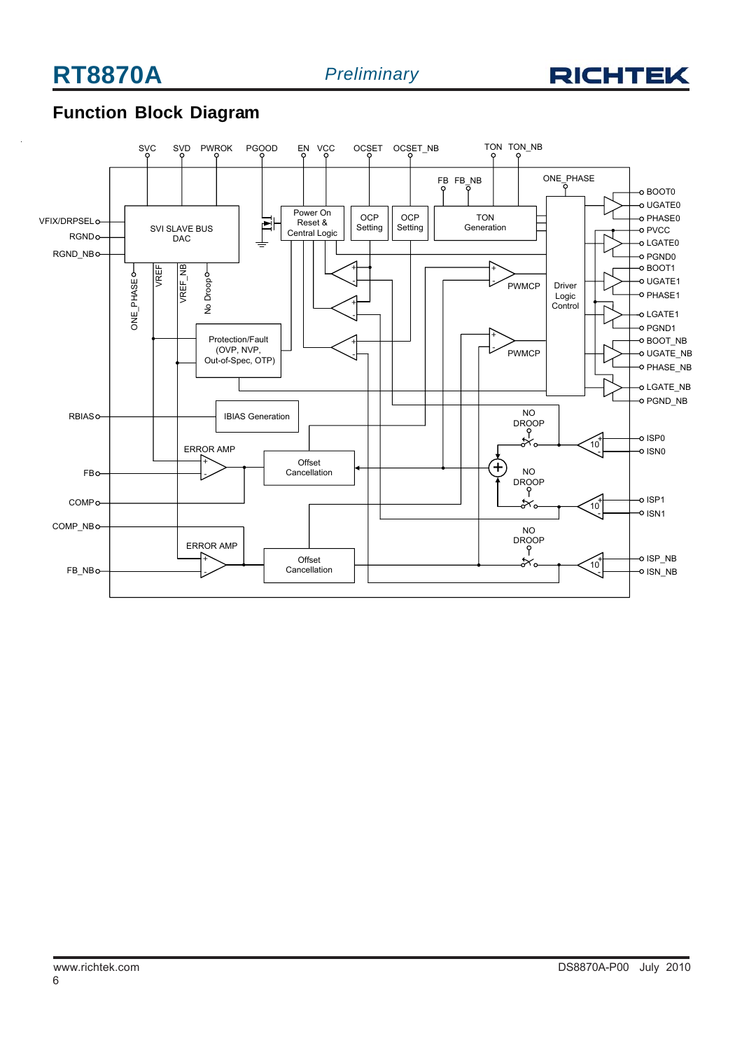## Function Block Diagram

SVC
SVD
PWROK
PGOOD
EN
VCC
OCSET
OCSET_NB
TON
TON_NB
FB
FB_NB
ONE_PHASE
VFIX/DRPSEL
RGND
RGND_NB
SVI SLAVE BUS DAC
Power On Reset & Central Logic
OCP Setting
OCP Setting
TON Generation
ONE_PHASE
VREF
VREF_NB
No Droop
PWMCP
PWMCP
Driver Logic Control
BOOT0
UGATE0
PHASE0
PVCC
LGATE0
PGND0
BOOT1
UGATE1
PHASE1
LGATE1
PGND1
BOOT_NB
UGATE_NB
PHASE_NB
LGATE_NB
PGND_NB
Protection/Fault (OVP, NVP, Out-of-Spec, OTP)
RBIAS
IBIAS Generation
NO DROOP
ISP0
ISN0
ERROR AMP
FB
Offset Cancellation
NO DROOP
COMP
ISP1
ISN1
COMP_NB
NO DROOP
ERROR AMP
FB_NB
Offset Cancellation
ISP_NB
ISN_NB
10
10
10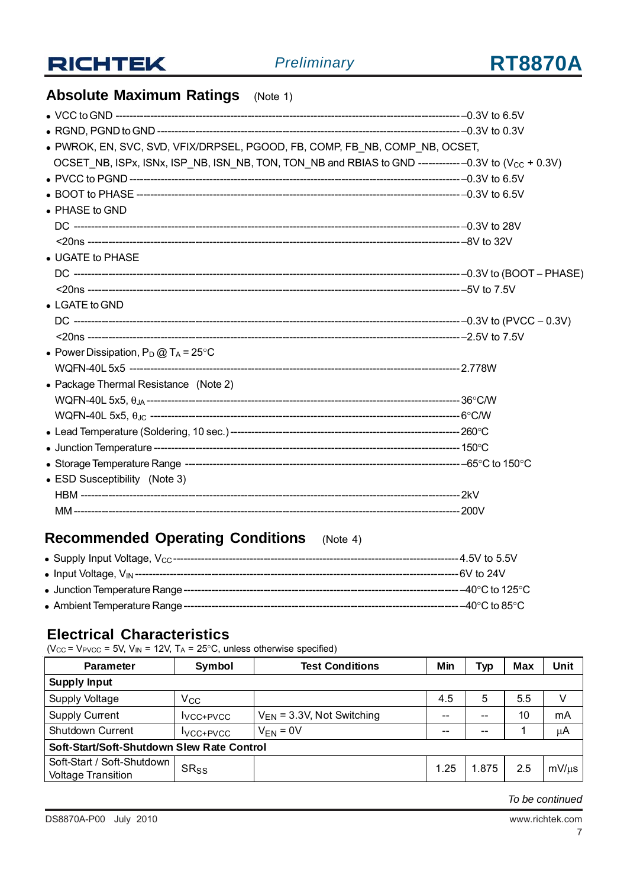## Absolute Maximum Ratings (Note 1)

- VCC to GND ---------------------------------------------------------------------------------------------- –0.3V to 6.5V
- RGND, PGND to GND --------------------------------------------------------------------------------------- –0.3V to 0.3V
- PWROK, EN, SVC, SVD, VFIX/DRPSEL, PGOOD, FB, COMP, FB_NB, COMP_NB, OCSET, OCSET_NB, ISPx, ISNx, ISP_NB, ISN_NB, TON, TON_NB and RBIAS to GND ------------ –0.3V to ($V_{CC}$ + 0.3V)
- PVCC to PGND -------------------------------------------------------------------------------------------- –0.3V to 6.5V
- BOOT to PHASE ------------------------------------------------------------------------------------------- –0.3V to 6.5V
- PHASE to GND
  - DC ------------------------------------------------------------------------------------------------------ –0.3V to 28V
  - <20ns ----------------------------------------------------------------------------------------------------- –8V to 32V
- UGATE to PHASE
  - DC ------------------------------------------------------------------------------------------------------ –0.3V to (BOOT – PHASE)
  - <20ns ----------------------------------------------------------------------------------------------------- –5V to 7.5V
- LGATE to GND
  - DC ------------------------------------------------------------------------------------------------------ –0.3V to (PVCC – 0.3V)
  - <20ns ----------------------------------------------------------------------------------------------------- –2.5V to 7.5V
- Power Dissipation, $P_D$ @ $T_A$ = 25°C
  - WQFN-40L 5x5 ------------------------------------------------------------------------------------------- 2.778W
- Package Thermal Resistance (Note 2)
  - WQFN-40L 5x5, $\theta_{JA}$ ------------------------------------------------------------------------------------ 36°C/W
  - WQFN-40L 5x5, $\theta_{JC}$ ------------------------------------------------------------------------------------ 6°C/W
- Lead Temperature (Soldering, 10 sec.) ------------------------------------------------------------------- 260°C
- Junction Temperature ----------------------------------------------------------------------------------- 150°C
- Storage Temperature Range ------------------------------------------------------------------------------- –65°C to 150°C
- ESD Susceptibility (Note 3)
  - HBM ---------------------------------------------------------------------------------------------------- 2kV
  - MM ----------------------------------------------------------------------------------------------------- 200V

## Recommended Operating Conditions (Note 4)

- Supply Input Voltage, $V_{CC}$ ------------------------------------------------------------------------------- 4.5V to 5.5V
- Input Voltage, $V_{IN}$ -------------------------------------------------------------------------------------- 6V to 24V
- Junction Temperature Range ----------------------------------------------------------------------------- –40°C to 125°C
- Ambient Temperature Range ------------------------------------------------------------------------------ –40°C to 85°C

## Electrical Characteristics

($V_{CC}$ = $V_{PVCC}$ = 5V, $V_{IN}$ = 12V, $T_A$ = 25°C, unless otherwise specified)

| Parameter | Symbol | Test Conditions | Min | Typ | Max | Unit |
|---|---|---|---|---|---|---|
| **Supply Input** | | | | | | |
| Supply Voltage | $V_{CC}$ | | 4.5 | 5 | 5.5 | V |
| Supply Current | $I_{VCC+PVCC}$ | $V_{EN}$ = 3.3V, Not Switching | -- | -- | 10 | mA |
| Shutdown Current | $I_{VCC+PVCC}$ | $V_{EN}$ = 0V | -- | -- | 1 | μA |
| **Soft-Start/Soft-Shutdown Slew Rate Control** | | | | | | |
| Soft-Start / Soft-Shutdown Voltage Transition | $SR_{SS}$ | | 1.25 | 1.875 | 2.5 | mV/μs |

*To be continued*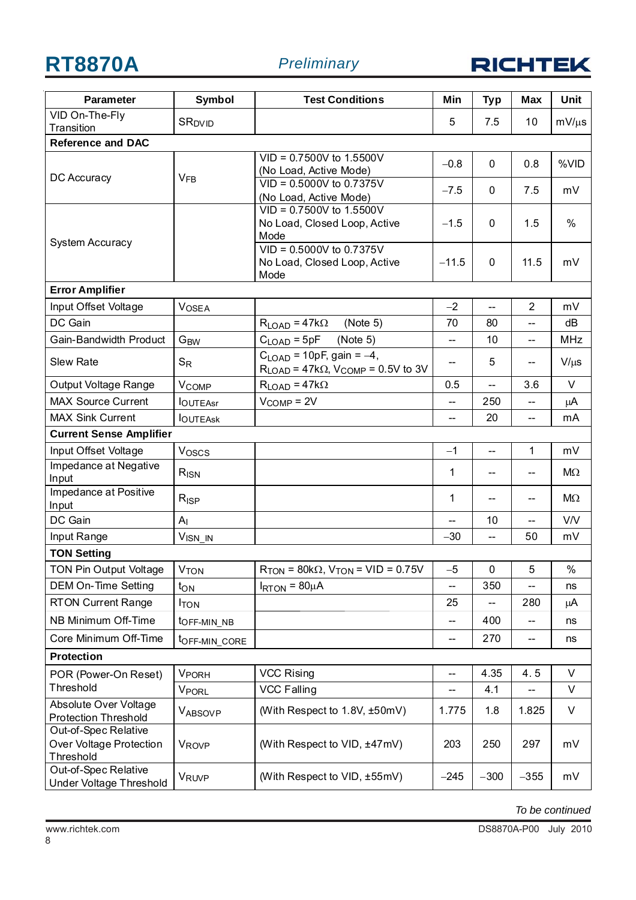| Parameter | Symbol | Test Conditions | Min | Typ | Max | Unit |
|---|---|---|---|---|---|---|
| VID On-The-Fly Transition | $SR_{DVID}$ | | 5 | 7.5 | 10 | mV/μs |
| **Reference and DAC** | | | | | | |
| DC Accuracy | $V_{FB}$ | VID = 0.7500V to 1.5500V (No Load, Active Mode) | −0.8 | 0 | 0.8 | %VID |
| | | VID = 0.5000V to 0.7375V (No Load, Active Mode) | −7.5 | 0 | 7.5 | mV |
| System Accuracy | | VID = 0.7500V to 1.5500V No Load, Closed Loop, Active Mode | −1.5 | 0 | 1.5 | % |
| | | VID = 0.5000V to 0.7375V No Load, Closed Loop, Active Mode | −11.5 | 0 | 11.5 | mV |
| **Error Amplifier** | | | | | | |
| Input Offset Voltage | $V_{OSEA}$ | | −2 | -- | 2 | mV |
| DC Gain | | $R_{LOAD}$ = 47kΩ (Note 5) | 70 | 80 | -- | dB |
| Gain-Bandwidth Product | $G_{BW}$ | $C_{LOAD}$ = 5pF (Note 5) | -- | 10 | -- | MHz |
| Slew Rate | $S_R$ | $C_{LOAD}$ = 10pF, gain = −4, $R_{LOAD}$ = 47kΩ, $V_{COMP}$ = 0.5V to 3V | -- | 5 | -- | V/μs |
| Output Voltage Range | $V_{COMP}$ | $R_{LOAD}$ = 47kΩ | 0.5 | -- | 3.6 | V |
| MAX Source Current | $I_{OUTEAsr}$ | $V_{COMP}$ = 2V | -- | 250 | -- | μA |
| MAX Sink Current | $I_{OUTEAsk}$ | | -- | 20 | -- | mA |
| **Current Sense Amplifier** | | | | | | |
| Input Offset Voltage | $V_{OSCS}$ | | −1 | -- | 1 | mV |
| Impedance at Negative Input | $R_{ISN}$ | | 1 | -- | -- | MΩ |
| Impedance at Positive Input | $R_{ISP}$ | | 1 | -- | -- | MΩ |
| DC Gain | $A_I$ | | -- | 10 | -- | V/V |
| Input Range | $V_{ISN\_IN}$ | | −30 | -- | 50 | mV |
| **TON Setting** | | | | | | |
| TON Pin Output Voltage | $V_{TON}$ | $R_{TON}$ = 80kΩ, $V_{TON}$ = VID = 0.75V | −5 | 0 | 5 | % |
| DEM On-Time Setting | $t_{ON}$ | $I_{RTON}$ = 80μA | -- | 350 | -- | ns |
| RTON Current Range | $I_{TON}$ | | 25 | -- | 280 | μA |
| NB Minimum Off-Time | $t_{OFF\text{-}MIN\_NB}$ | | -- | 400 | -- | ns |
| Core Minimum Off-Time | $t_{OFF\text{-}MIN\_CORE}$ | | -- | 270 | -- | ns |
| **Protection** | | | | | | |
| POR (Power-On Reset) Threshold | $V_{PORH}$ | VCC Rising | -- | 4.35 | 4.5 | V |
| | $V_{PORL}$ | VCC Falling | -- | 4.1 | -- | V |
| Absolute Over Voltage Protection Threshold | $V_{ABSOVP}$ | (With Respect to 1.8V, ±50mV) | 1.775 | 1.8 | 1.825 | V |
| Out-of-Spec Relative Over Voltage Protection Threshold | $V_{ROVP}$ | (With Respect to VID, ±47mV) | 203 | 250 | 297 | mV |
| Out-of-Spec Relative Under Voltage Threshold | $V_{RUVP}$ | (With Respect to VID, ±55mV) | −245 | −300 | −355 | mV |

*To be continued*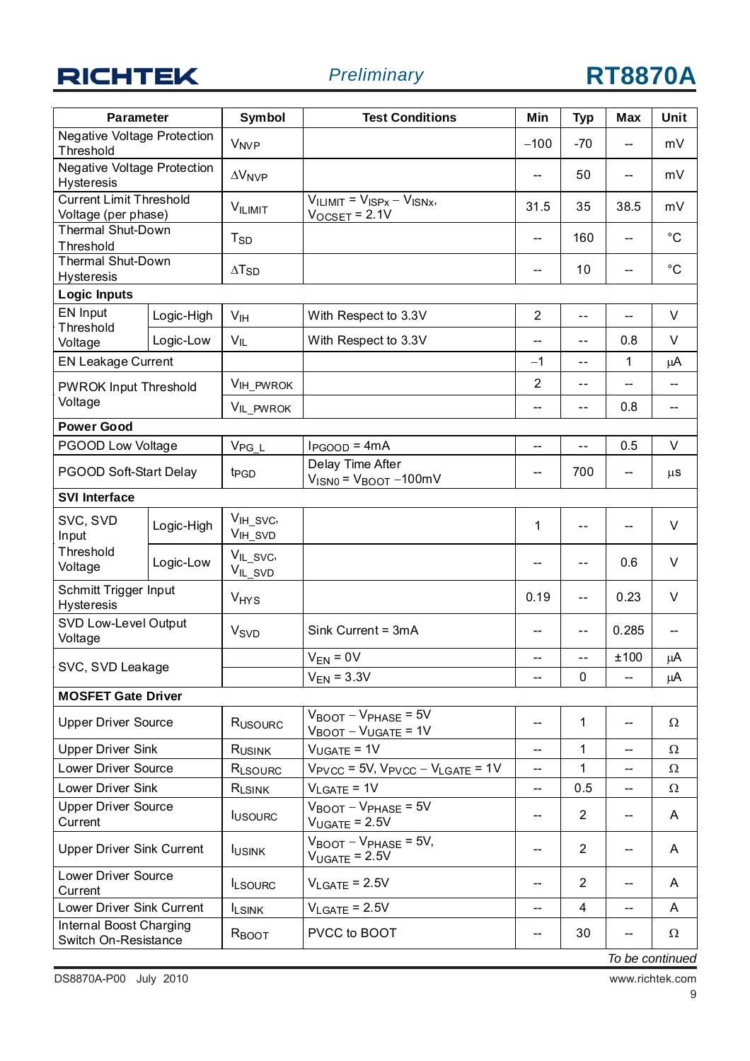| Parameter | | Symbol | Test Conditions | Min | Typ | Max | Unit |
|---|---|---|---|---|---|---|---|
| Negative Voltage Protection Threshold | | $V_{NVP}$ | | −100 | -70 | -- | mV |
| Negative Voltage Protection Hysteresis | | $\Delta V_{NVP}$ | | -- | 50 | -- | mV |
| Current Limit Threshold Voltage (per phase) | | $V_{ILIMIT}$ | $V_{ILIMIT} = V_{ISPx} - V_{ISNx}$, $V_{OCSET} = 2.1V$ | 31.5 | 35 | 38.5 | mV |
| Thermal Shut-Down Threshold | | $T_{SD}$ | | -- | 160 | -- | °C |
| Thermal Shut-Down Hysteresis | | $\Delta T_{SD}$ | | -- | 10 | -- | °C |
| **Logic Inputs** | | | | | | | |
| EN Input Threshold Voltage | Logic-High | $V_{IH}$ | With Respect to 3.3V | 2 | -- | -- | V |
| | Logic-Low | $V_{IL}$ | With Respect to 3.3V | -- | -- | 0.8 | V |
| EN Leakage Current | | | | −1 | -- | 1 | μA |
| PWROK Input Threshold Voltage | | $V_{IH\_PWROK}$ | | 2 | -- | -- | -- |
| | | $V_{IL\_PWROK}$ | | -- | -- | 0.8 | -- |
| **Power Good** | | | | | | | |
| PGOOD Low Voltage | | $V_{PG\_L}$ | $I_{PGOOD} = 4mA$ | -- | -- | 0.5 | V |
| PGOOD Soft-Start Delay | | $t_{PGD}$ | Delay Time After $V_{ISN0} = V_{BOOT} - 100mV$ | -- | 700 | -- | μs |
| **SVI Interface** | | | | | | | |
| SVC, SVD Input Threshold Voltage | Logic-High | $V_{IH\_SVC}$, $V_{IH\_SVD}$ | | 1 | -- | -- | V |
| | Logic-Low | $V_{IL\_SVC}$, $V_{IL\_SVD}$ | | -- | -- | 0.6 | V |
| Schmitt Trigger Input Hysteresis | | $V_{HYS}$ | | 0.19 | -- | 0.23 | V |
| SVD Low-Level Output Voltage | | $V_{SVD}$ | Sink Current = 3mA | -- | -- | 0.285 | -- |
| SVC, SVD Leakage | | | $V_{EN} = 0V$ | -- | -- | ±100 | μA |
| | | | $V_{EN} = 3.3V$ | -- | 0 | -- | μA |
| **MOSFET Gate Driver** | | | | | | | |
| Upper Driver Source | | $R_{USOURC}$ | $V_{BOOT} - V_{PHASE} = 5V$, $V_{BOOT} - V_{UGATE} = 1V$ | -- | 1 | -- | Ω |
| Upper Driver Sink | | $R_{USINK}$ | $V_{UGATE} = 1V$ | -- | 1 | -- | Ω |
| Lower Driver Source | | $R_{LSOURC}$ | $V_{PVCC} = 5V$, $V_{PVCC} - V_{LGATE} = 1V$ | -- | 1 | -- | Ω |
| Lower Driver Sink | | $R_{LSINK}$ | $V_{LGATE} = 1V$ | -- | 0.5 | -- | Ω |
| Upper Driver Source Current | | $I_{USOURC}$ | $V_{BOOT} - V_{PHASE} = 5V$, $V_{UGATE} = 2.5V$ | -- | 2 | -- | A |
| Upper Driver Sink Current | | $I_{USINK}$ | $V_{BOOT} - V_{PHASE} = 5V$, $V_{UGATE} = 2.5V$ | -- | 2 | -- | A |
| Lower Driver Source Current | | $I_{LSOURC}$ | $V_{LGATE} = 2.5V$ | -- | 2 | -- | A |
| Lower Driver Sink Current | | $I_{LSINK}$ | $V_{LGATE} = 2.5V$ | -- | 4 | -- | A |
| Internal Boost Charging Switch On-Resistance | | $R_{BOOT}$ | PVCC to BOOT | -- | 30 | -- | Ω |

*To be continued*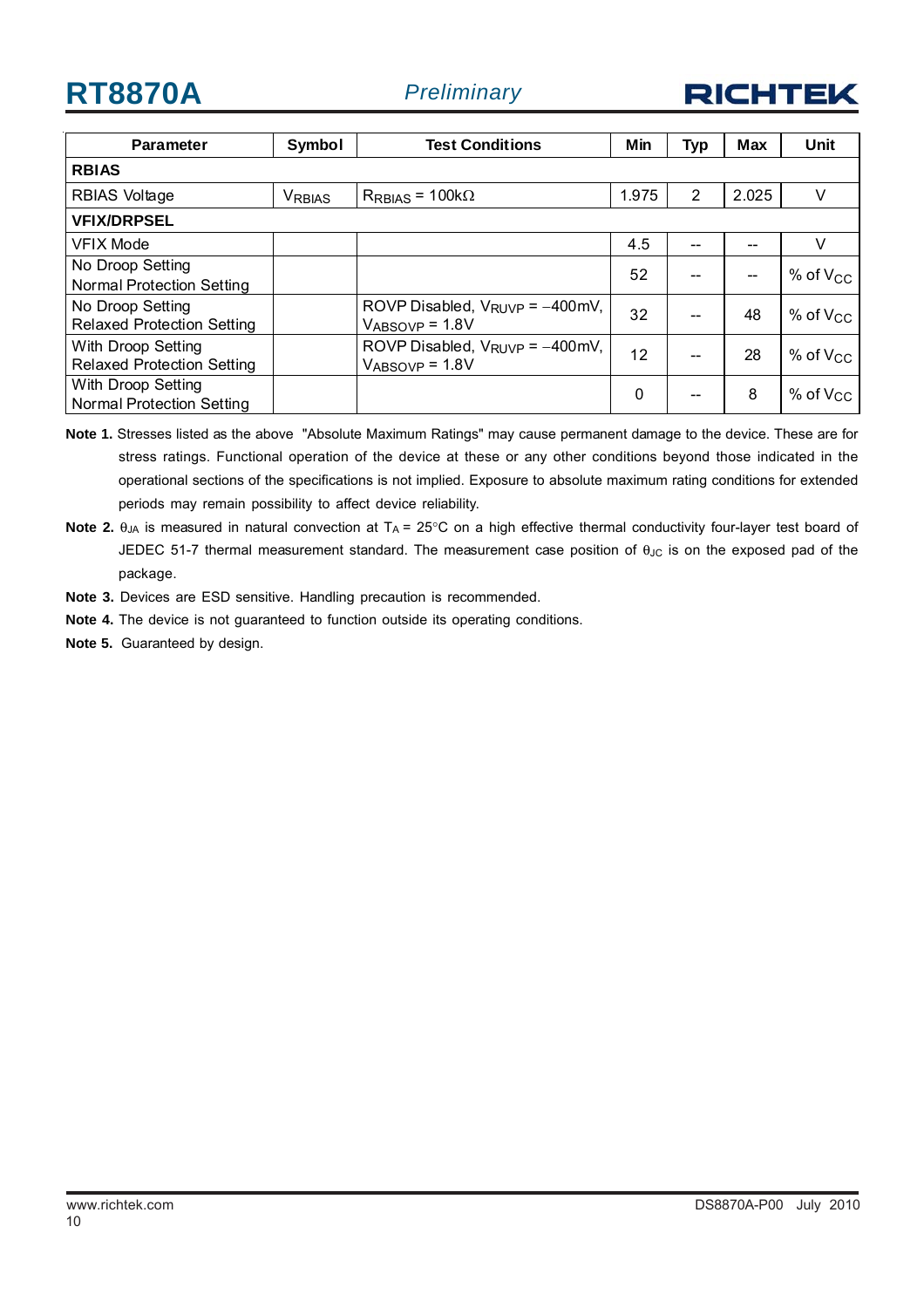| Parameter | Symbol | Test Conditions | Min | Typ | Max | Unit |
|---|---|---|---|---|---|---|
| **RBIAS** | | | | | | |
| RBIAS Voltage | $V_{RBIAS}$ | $R_{RBIAS}$ = 100kΩ | 1.975 | 2 | 2.025 | V |
| **VFIX/DRPSEL** | | | | | | |
| VFIX Mode | | | 4.5 | -- | -- | V |
| No Droop Setting Normal Protection Setting | | | 52 | -- | -- | % of $V_{CC}$ |
| No Droop Setting Relaxed Protection Setting | | ROVP Disabled, $V_{RUVP}$ = −400mV, $V_{ABSOVP}$ = 1.8V | 32 | -- | 48 | % of $V_{CC}$ |
| With Droop Setting Relaxed Protection Setting | | ROVP Disabled, $V_{RUVP}$ = −400mV, $V_{ABSOVP}$ = 1.8V | 12 | -- | 28 | % of $V_{CC}$ |
| With Droop Setting Normal Protection Setting | | | 0 | -- | 8 | % of $V_{CC}$ |

**Note 1.** Stresses listed as the above "Absolute Maximum Ratings" may cause permanent damage to the device. These are for stress ratings. Functional operation of the device at these or any other conditions beyond those indicated in the operational sections of the specifications is not implied. Exposure to absolute maximum rating conditions for extended periods may remain possibility to affect device reliability.

**Note 2.** $\theta_{JA}$ is measured in natural convection at $T_A$ = 25°C on a high effective thermal conductivity four-layer test board of JEDEC 51-7 thermal measurement standard. The measurement case position of $\theta_{JC}$ is on the exposed pad of the package.

**Note 3.** Devices are ESD sensitive. Handling precaution is recommended.

**Note 4.** The device is not guaranteed to function outside its operating conditions.

**Note 5.** Guaranteed by design.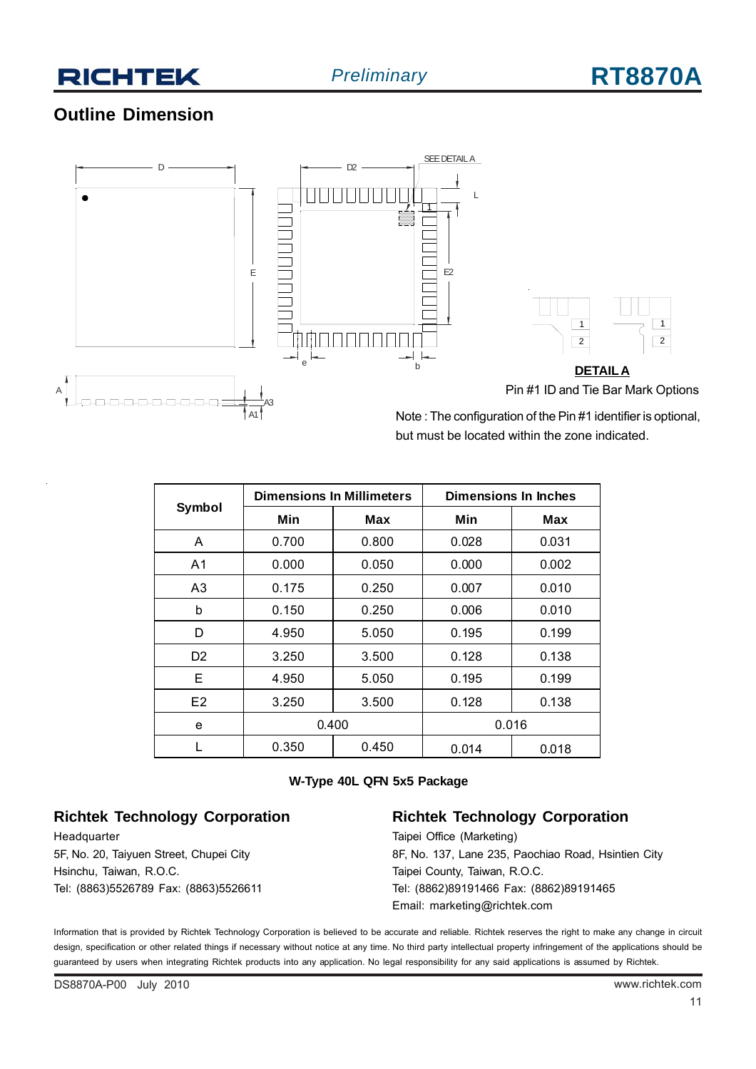## Outline Dimension

**DETAIL A**

Pin #1 ID and Tie Bar Mark Options

Note : The configuration of the Pin #1 identifier is optional, but must be located within the zone indicated.

| Symbol | Dimensions In Millimeters | | Dimensions In Inches | |
|---|---|---|---|---|
| | Min | Max | Min | Max |
| A | 0.700 | 0.800 | 0.028 | 0.031 |
| A1 | 0.000 | 0.050 | 0.000 | 0.002 |
| A3 | 0.175 | 0.250 | 0.007 | 0.010 |
| b | 0.150 | 0.250 | 0.006 | 0.010 |
| D | 4.950 | 5.050 | 0.195 | 0.199 |
| D2 | 3.250 | 3.500 | 0.128 | 0.138 |
| E | 4.950 | 5.050 | 0.195 | 0.199 |
| E2 | 3.250 | 3.500 | 0.128 | 0.138 |
| e | 0.400 | | 0.016 | |
| L | 0.350 | 0.450 | 0.014 | 0.018 |

**W-Type 40L QFN 5x5 Package**

**Richtek Technology Corporation**

Headquarter
5F, No. 20, Taiyuen Street, Chupei City
Hsinchu, Taiwan, R.O.C.
Tel: (8863)5526789 Fax: (8863)5526611

**Richtek Technology Corporation**

Taipei Office (Marketing)
8F, No. 137, Lane 235, Paochiao Road, Hsintien City
Taipei County, Taiwan, R.O.C.
Tel: (8862)89191466 Fax: (8862)89191465
Email: marketing@richtek.com

Information that is provided by Richtek Technology Corporation is believed to be accurate and reliable. Richtek reserves the right to make any change in circuit design, specification or other related things if necessary without notice at any time. No third party intellectual property infringement of the applications should be guaranteed by users when integrating Richtek products into any application. No legal responsibility for any said applications is assumed by Richtek.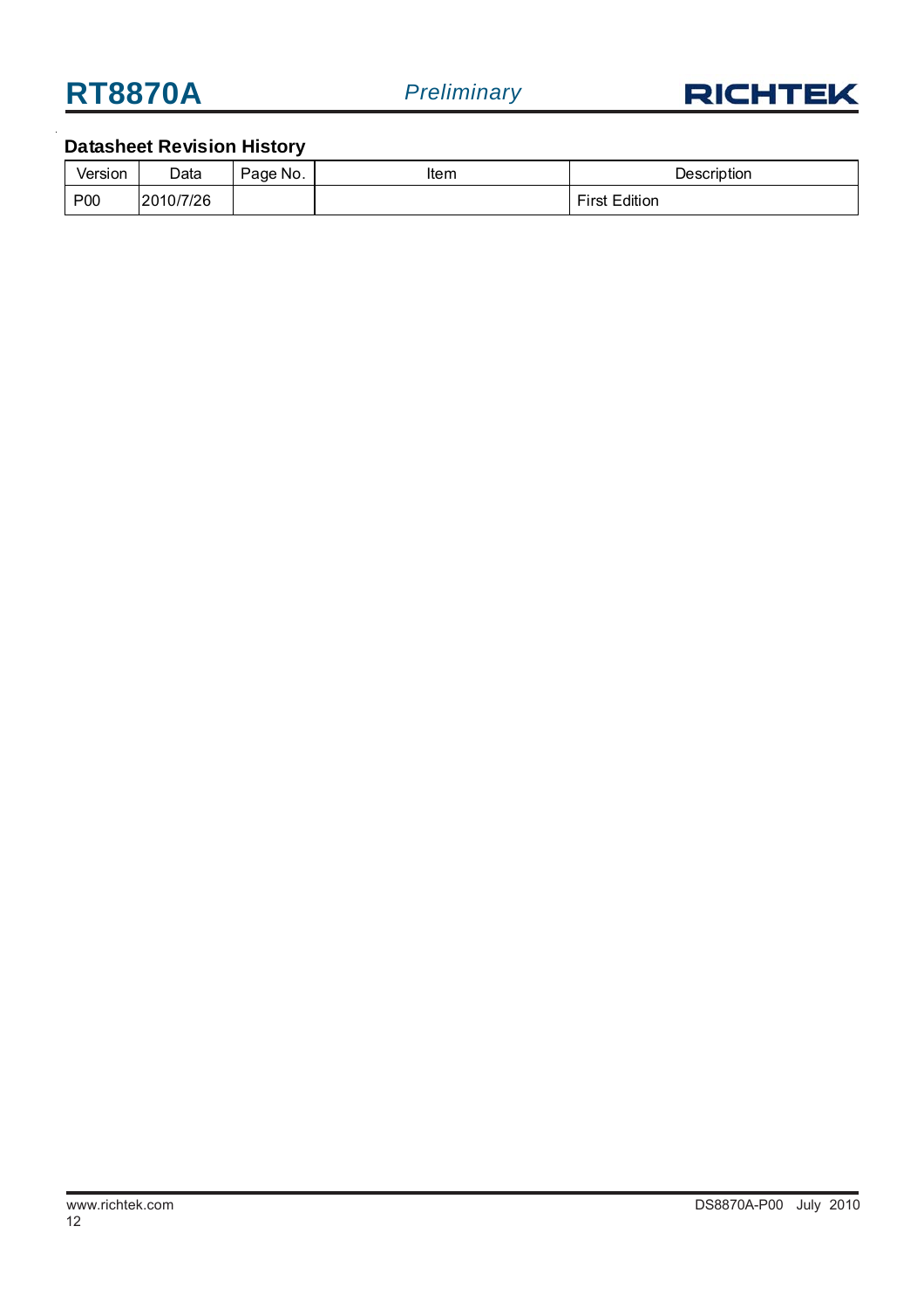## Datasheet Revision History

| Version | Data | Page No. | Item | Description |
|---|---|---|---|---|
| P00 | 2010/7/26 | | | First Edition |